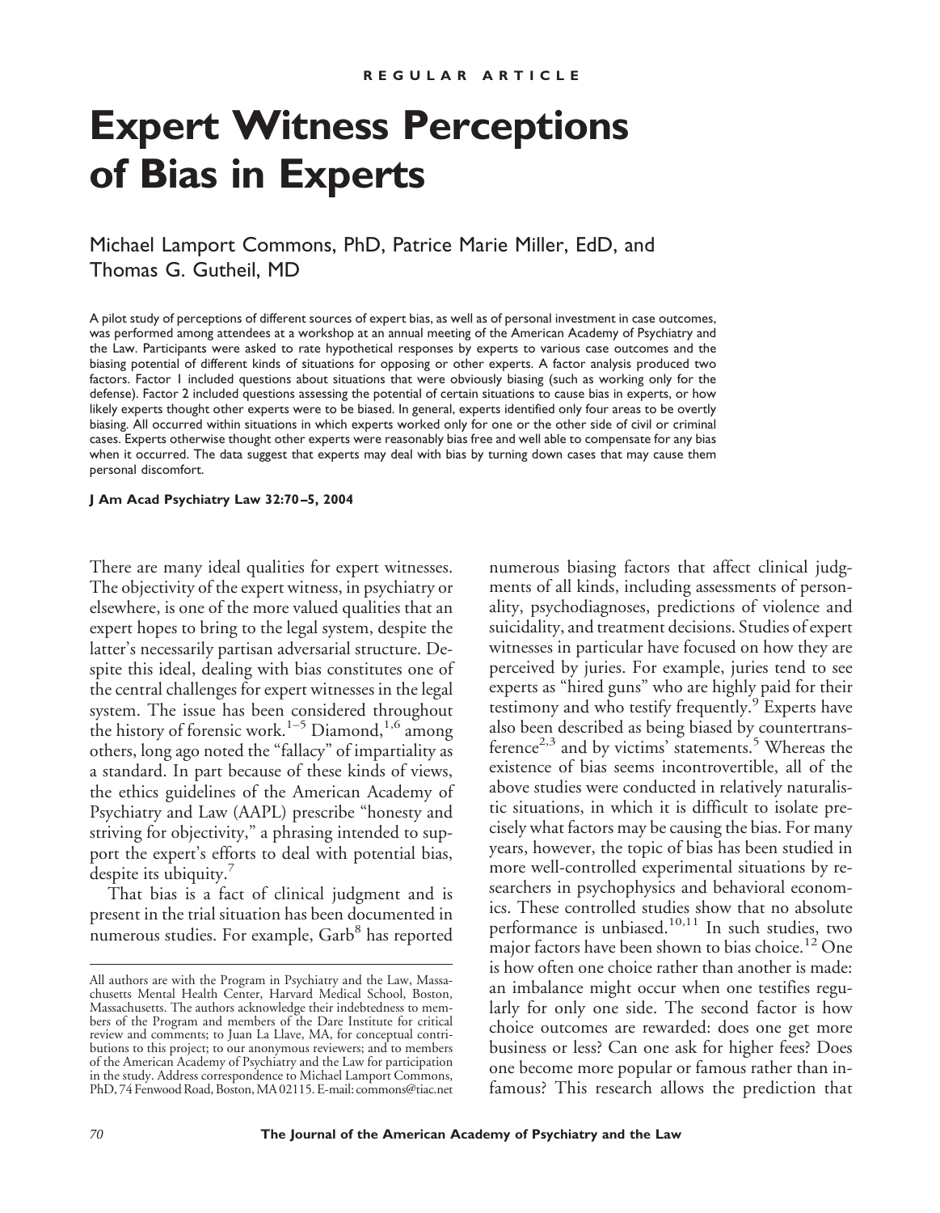REGULAR ARTICLE

# Expert Witness Perceptions of Bias in Experts

Michael Lamport Commons, PhD, Patrice Marie Miller, EdD, and Thomas G. Gutheil, MD

A pilot study of perceptions of different sources of expert bias, as well as of personal investment in case outcomes, was performed among attendees at a workshop at an annual meeting of the American Academy of Psychiatry and the Law. Participants were asked to rate hypothetical responses by experts to various case outcomes and the biasing potential of different kinds of situations for opposing or other experts. A factor analysis produced two factors. Factor 1 included questions about situations that were obviously biasing (such as working only for the defense). Factor 2 included questions assessing the potential of certain situations to cause bias in experts, or how likely experts thought other experts were to be biased. In general, experts identified only four areas to be overtly biasing. All occurred within situations in which experts worked only for one or the other side of civil or criminal cases. Experts otherwise thought other experts were reasonably bias free and well able to compensate for any bias when it occurred. The data suggest that experts may deal with bias by turning down cases that may cause them personal discomfort.

**J Am Acad Psychiatry Law 32:70–5, 2004**

There are many ideal qualities for expert witnesses. The objectivity of the expert witness, in psychiatry or elsewhere, is one of the more valued qualities that an expert hopes to bring to the legal system, despite the latter's necessarily partisan adversarial structure. Despite this ideal, dealing with bias constitutes one of the central challenges for expert witnesses in the legal system. The issue has been considered throughout the history of forensic work.[1–5] Diamond,[1,6] among others, long ago noted the "fallacy" of impartiality as a standard. In part because of these kinds of views, the ethics guidelines of the American Academy of Psychiatry and Law (AAPL) prescribe "honesty and striving for objectivity," a phrasing intended to support the expert's efforts to deal with potential bias, despite its ubiquity.[7]

That bias is a fact of clinical judgment and is present in the trial situation has been documented in numerous studies. For example, Garb[8] has reported numerous biasing factors that affect clinical judgments of all kinds, including assessments of personality, psychodiagnoses, predictions of violence and suicidality, and treatment decisions. Studies of expert witnesses in particular have focused on how they are perceived by juries. For example, juries tend to see experts as "hired guns" who are highly paid for their testimony and who testify frequently.[9] Experts have also been described as being biased by countertransference[2,3] and by victims' statements.[5] Whereas the existence of bias seems incontrovertible, all of the above studies were conducted in relatively naturalistic situations, in which it is difficult to isolate precisely what factors may be causing the bias. For many years, however, the topic of bias has been studied in more well-controlled experimental situations by researchers in psychophysics and behavioral economics. These controlled studies show that no absolute performance is unbiased.[10,11] In such studies, two major factors have been shown to bias choice.[12] One is how often one choice rather than another is made: an imbalance might occur when one testifies regularly for only one side. The second factor is how choice outcomes are rewarded: does one get more business or less? Can one ask for higher fees? Does one become more popular or famous rather than infamous? This research allows the prediction that

All authors are with the Program in Psychiatry and the Law, Massachusetts Mental Health Center, Harvard Medical School, Boston, Massachusetts. The authors acknowledge their indebtedness to members of the Program and members of the Dare Institute for critical review and comments; to Juan La Llave, MA, for conceptual contributions to this project; to our anonymous reviewers; and to members of the American Academy of Psychiatry and the Law for participation in the study. Address correspondence to Michael Lamport Commons, PhD, 74 Fenwood Road, Boston, MA 02115. E-mail: commons@tiac.net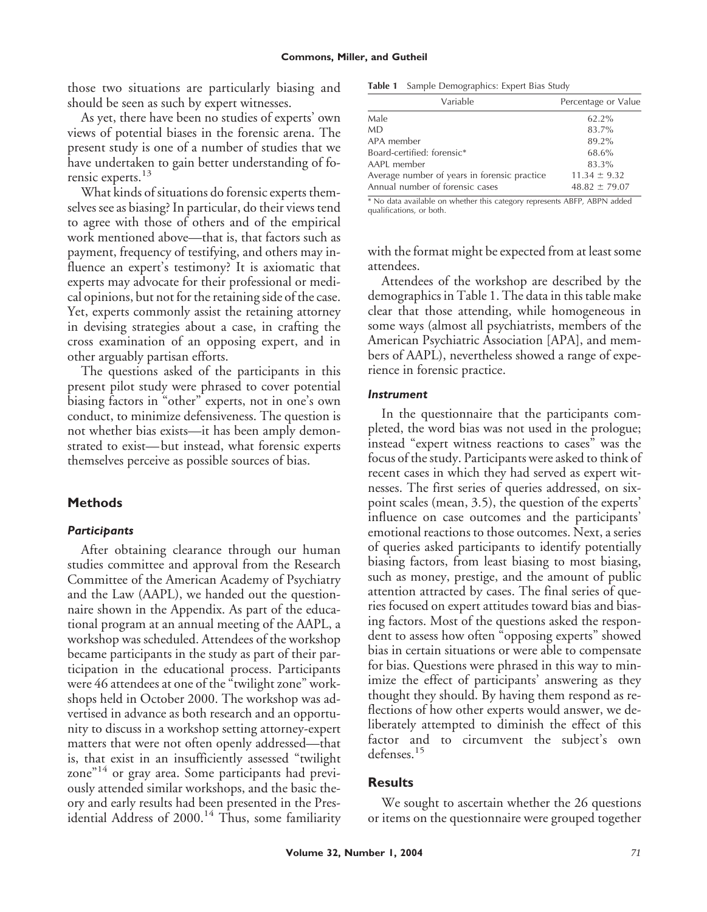those two situations are particularly biasing and should be seen as such by expert witnesses.

As yet, there have been no studies of experts' own views of potential biases in the forensic arena. The present study is one of a number of studies that we have undertaken to gain better understanding of forensic experts.[13]

What kinds of situations do forensic experts themselves see as biasing? In particular, do their views tend to agree with those of others and of the empirical work mentioned above—that is, that factors such as payment, frequency of testifying, and others may influence an expert's testimony? It is axiomatic that experts may advocate for their professional or medical opinions, but not for the retaining side of the case. Yet, experts commonly assist the retaining attorney in devising strategies about a case, in crafting the cross examination of an opposing expert, and in other arguably partisan efforts.

The questions asked of the participants in this present pilot study were phrased to cover potential biasing factors in "other" experts, not in one's own conduct, to minimize defensiveness. The question is not whether bias exists—it has been amply demonstrated to exist—but instead, what forensic experts themselves perceive as possible sources of bias.

## Methods

### *Participants*

After obtaining clearance through our human studies committee and approval from the Research Committee of the American Academy of Psychiatry and the Law (AAPL), we handed out the questionnaire shown in the Appendix. As part of the educational program at an annual meeting of the AAPL, a workshop was scheduled. Attendees of the workshop became participants in the study as part of their participation in the educational process. Participants were 46 attendees at one of the "twilight zone" workshops held in October 2000. The workshop was advertised in advance as both research and an opportunity to discuss in a workshop setting attorney-expert matters that were not often openly addressed—that is, that exist in an insufficiently assessed "twilight zone"[14] or gray area. Some participants had previously attended similar workshops, and the basic theory and early results had been presented in the Presidential Address of 2000.[14] Thus, some familiarity with the format might be expected from at least some attendees.

**Table 1** Sample Demographics: Expert Bias Study

| Variable | Percentage or Value |
|---|---|
| Male | 62.2% |
| MD | 83.7% |
| APA member | 89.2% |
| Board-certified: forensic* | 68.6% |
| AAPL member | 83.3% |
| Average number of years in forensic practice | $11.34 \pm 9.32$ |
| Annual number of forensic cases | $48.82 \pm 79.07$ |

\* No data available on whether this category represents ABFP, ABPN added qualifications, or both.

Attendees of the workshop are described by the demographics in Table 1. The data in this table make clear that those attending, while homogeneous in some ways (almost all psychiatrists, members of the American Psychiatric Association [APA], and members of AAPL), nevertheless showed a range of experience in forensic practice.

### *Instrument*

In the questionnaire that the participants completed, the word bias was not used in the prologue; instead "expert witness reactions to cases" was the focus of the study. Participants were asked to think of recent cases in which they had served as expert witnesses. The first series of queries addressed, on six-point scales (mean, 3.5), the question of the experts' influence on case outcomes and the participants' emotional reactions to those outcomes. Next, a series of queries asked participants to identify potentially biasing factors, from least biasing to most biasing, such as money, prestige, and the amount of public attention attracted by cases. The final series of queries focused on expert attitudes toward bias and biasing factors. Most of the questions asked the respondent to assess how often "opposing experts" showed bias in certain situations or were able to compensate for bias. Questions were phrased in this way to minimize the effect of participants' answering as they thought they should. By having them respond as reflections of how other experts would answer, we deliberately attempted to diminish the effect of this factor and to circumvent the subject's own defenses.[15]

## Results

We sought to ascertain whether the 26 questions or items on the questionnaire were grouped together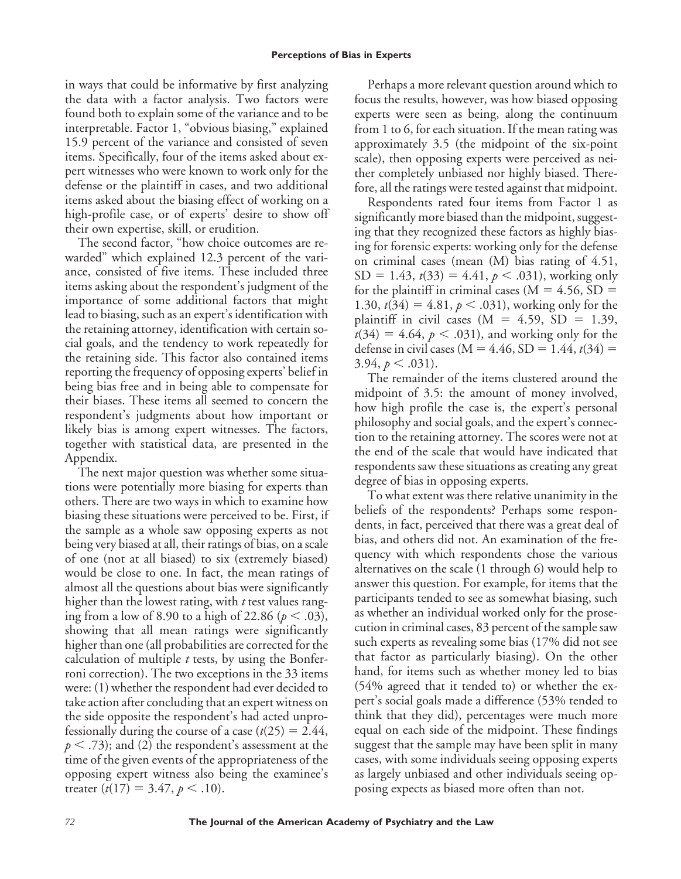in ways that could be informative by first analyzing the data with a factor analysis. Two factors were found both to explain some of the variance and to be interpretable. Factor 1, "obvious biasing," explained 15.9 percent of the variance and consisted of seven items. Specifically, four of the items asked about expert witnesses who were known to work only for the defense or the plaintiff in cases, and two additional items asked about the biasing effect of working on a high-profile case, or of experts' desire to show off their own expertise, skill, or erudition.

The second factor, "how choice outcomes are rewarded" which explained 12.3 percent of the variance, consisted of five items. These included three items asking about the respondent's judgment of the importance of some additional factors that might lead to biasing, such as an expert's identification with the retaining attorney, identification with certain social goals, and the tendency to work repeatedly for the retaining side. This factor also contained items reporting the frequency of opposing experts' belief in being bias free and in being able to compensate for their biases. These items all seemed to concern the respondent's judgments about how important or likely bias is among expert witnesses. The factors, together with statistical data, are presented in the Appendix.

The next major question was whether some situations were potentially more biasing for experts than others. There are two ways in which to examine how biasing these situations were perceived to be. First, if the sample as a whole saw opposing experts as not being very biased at all, their ratings of bias, on a scale of one (not at all biased) to six (extremely biased) would be close to one. In fact, the mean ratings of almost all the questions about bias were significantly higher than the lowest rating, with *t* test values ranging from a low of 8.90 to a high of 22.86 ($p < .03$), showing that all mean ratings were significantly higher than one (all probabilities are corrected for the calculation of multiple *t* tests, by using the Bonferroni correction). The two exceptions in the 33 items were: (1) whether the respondent had ever decided to take action after concluding that an expert witness on the side opposite the respondent's had acted unprofessionally during the course of a case ($t(25) = 2.44$, $p < .73$); and (2) the respondent's assessment at the time of the given events of the appropriateness of the opposing expert witness also being the examinee's treater ($t(17) = 3.47$, $p < .10$).

Perhaps a more relevant question around which to focus the results, however, was how biased opposing experts were seen as being, along the continuum from 1 to 6, for each situation. If the mean rating was approximately 3.5 (the midpoint of the six-point scale), then opposing experts were perceived as neither completely unbiased nor highly biased. Therefore, all the ratings were tested against that midpoint.

Respondents rated four items from Factor 1 as significantly more biased than the midpoint, suggesting that they recognized these factors as highly biasing for forensic experts: working only for the defense on criminal cases (mean (M) bias rating of 4.51, SD = 1.43, $t(33) = 4.41$, $p < .031$), working only for the plaintiff in criminal cases (M = 4.56, SD = 1.30, $t(34) = 4.81$, $p < .031$), working only for the plaintiff in civil cases (M = 4.59, SD = 1.39, $t(34) = 4.64$, $p < .031$), and working only for the defense in civil cases (M = 4.46, SD = 1.44, $t(34) = 3.94$, $p < .031$).

The remainder of the items clustered around the midpoint of 3.5: the amount of money involved, how high profile the case is, the expert's personal philosophy and social goals, and the expert's connection to the retaining attorney. The scores were not at the end of the scale that would have indicated that respondents saw these situations as creating any great degree of bias in opposing experts.

To what extent was there relative unanimity in the beliefs of the respondents? Perhaps some respondents, in fact, perceived that there was a great deal of bias, and others did not. An examination of the frequency with which respondents chose the various alternatives on the scale (1 through 6) would help to answer this question. For example, for items that the participants tended to see as somewhat biasing, such as whether an individual worked only for the prosecution in criminal cases, 83 percent of the sample saw such experts as revealing some bias (17% did not see that factor as particularly biasing). On the other hand, for items such as whether money led to bias (54% agreed that it tended to) or whether the expert's social goals made a difference (53% tended to think that they did), percentages were much more equal on each side of the midpoint. These findings suggest that the sample may have been split in many cases, with some individuals seeing opposing experts as largely unbiased and other individuals seeing opposing expects as biased more often than not.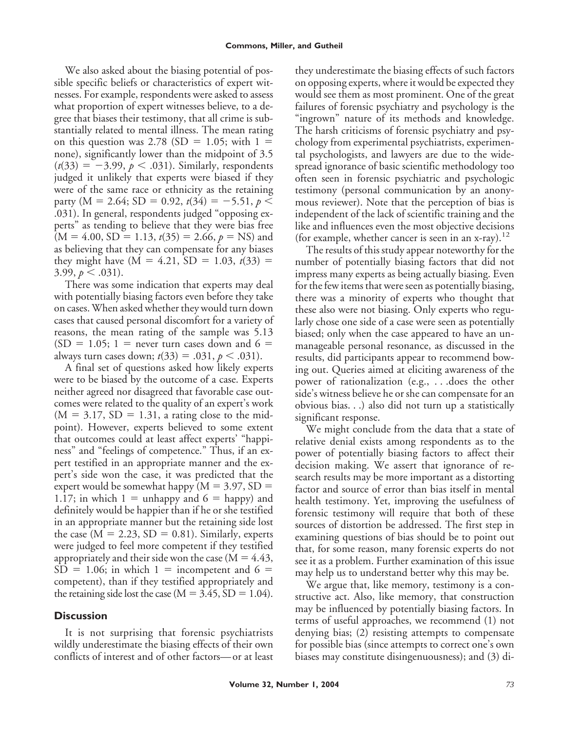We also asked about the biasing potential of possible specific beliefs or characteristics of expert witnesses. For example, respondents were asked to assess what proportion of expert witnesses believe, to a degree that biases their testimony, that all crime is substantially related to mental illness. The mean rating on this question was 2.78 (SD = 1.05; with 1 = none), significantly lower than the midpoint of 3.5 ($t(33) = -3.99$, $p < .031$). Similarly, respondents judged it unlikely that experts were biased if they were of the same race or ethnicity as the retaining party (M = 2.64; SD = 0.92, $t(34) = -5.51$, $p < .031$). In general, respondents judged "opposing experts" as tending to believe that they were bias free (M = 4.00, SD = 1.13, $t(35) = 2.66$, $p$ = NS) and as believing that they can compensate for any biases they might have (M = 4.21, SD = 1.03, $t(33) = 3.99$, $p < .031$).

There was some indication that experts may deal with potentially biasing factors even before they take on cases. When asked whether they would turn down cases that caused personal discomfort for a variety of reasons, the mean rating of the sample was 5.13 (SD = 1.05; 1 = never turn cases down and 6 = always turn cases down; $t(33) = .031$, $p < .031$).

A final set of questions asked how likely experts were to be biased by the outcome of a case. Experts neither agreed nor disagreed that favorable case outcomes were related to the quality of an expert's work (M = 3.17, SD = 1.31, a rating close to the midpoint). However, experts believed to some extent that outcomes could at least affect experts' "happiness" and "feelings of competence." Thus, if an expert testified in an appropriate manner and the expert's side won the case, it was predicted that the expert would be somewhat happy (M = 3.97, SD = 1.17; in which 1 = unhappy and 6 = happy) and definitely would be happier than if he or she testified in an appropriate manner but the retaining side lost the case (M = 2.23, SD = 0.81). Similarly, experts were judged to feel more competent if they testified appropriately and their side won the case (M = 4.43, SD = 1.06; in which 1 = incompetent and 6 = competent), than if they testified appropriately and the retaining side lost the case (M = 3.45, SD = 1.04).

## Discussion

It is not surprising that forensic psychiatrists wildly underestimate the biasing effects of their own conflicts of interest and of other factors—or at least they underestimate the biasing effects of such factors on opposing experts, where it would be expected they would see them as most prominent. One of the great failures of forensic psychiatry and psychology is the "ingrown" nature of its methods and knowledge. The harsh criticisms of forensic psychiatry and psychology from experimental psychiatrists, experimental psychologists, and lawyers are due to the widespread ignorance of basic scientific methodology too often seen in forensic psychiatric and psychologic testimony (personal communication by an anonymous reviewer). Note that the perception of bias is independent of the lack of scientific training and the like and influences even the most objective decisions (for example, whether cancer is seen in an x-ray).[12]

The results of this study appear noteworthy for the number of potentially biasing factors that did not impress many experts as being actually biasing. Even for the few items that were seen as potentially biasing, there was a minority of experts who thought that these also were not biasing. Only experts who regularly chose one side of a case were seen as potentially biased; only when the case appeared to have an unmanageable personal resonance, as discussed in the results, did participants appear to recommend bowing out. Queries aimed at eliciting awareness of the power of rationalization (e.g., . . .does the other side's witness believe he or she can compensate for an obvious bias. . .) also did not turn up a statistically significant response.

We might conclude from the data that a state of relative denial exists among respondents as to the power of potentially biasing factors to affect their decision making. We assert that ignorance of research results may be more important as a distorting factor and source of error than bias itself in mental health testimony. Yet, improving the usefulness of forensic testimony will require that both of these sources of distortion be addressed. The first step in examining questions of bias should be to point out that, for some reason, many forensic experts do not see it as a problem. Further examination of this issue may help us to understand better why this may be.

We argue that, like memory, testimony is a constructive act. Also, like memory, that construction may be influenced by potentially biasing factors. In terms of useful approaches, we recommend (1) not denying bias; (2) resisting attempts to compensate for possible bias (since attempts to correct one's own biases may constitute disingenuousness); and (3) di-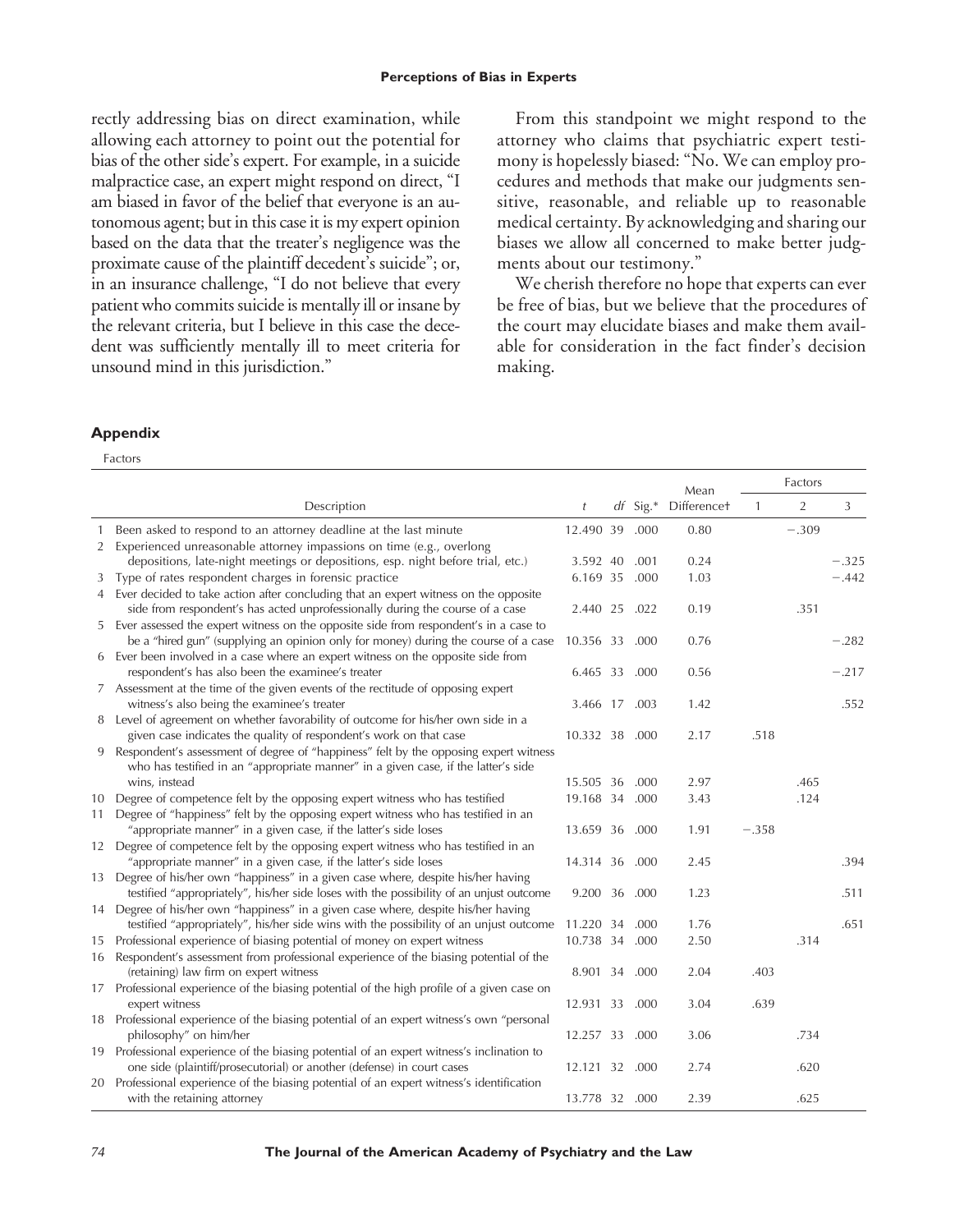rectly addressing bias on direct examination, while allowing each attorney to point out the potential for bias of the other side's expert. For example, in a suicide malpractice case, an expert might respond on direct, "I am biased in favor of the belief that everyone is an autonomous agent; but in this case it is my expert opinion based on the data that the treater's negligence was the proximate cause of the plaintiff decedent's suicide"; or, in an insurance challenge, "I do not believe that every patient who commits suicide is mentally ill or insane by the relevant criteria, but I believe in this case the decedent was sufficiently mentally ill to meet criteria for unsound mind in this jurisdiction."

From this standpoint we might respond to the attorney who claims that psychiatric expert testimony is hopelessly biased: "No. We can employ procedures and methods that make our judgments sensitive, reasonable, and reliable up to reasonable medical certainty. By acknowledging and sharing our biases we allow all concerned to make better judgments about our testimony."

We cherish therefore no hope that experts can ever be free of bias, but we believe that the procedures of the court may elucidate biases and make them available for consideration in the fact finder's decision making.

## Appendix

Factors

| | Description | *t* | *df* | Sig.* | Mean Difference† | Factors 1 | Factors 2 | Factors 3 |
|---|---|---|---|---|---|---|---|---|
| 1 | Been asked to respond to an attorney deadline at the last minute | 12.490 | 39 | .000 | 0.80 | | −.309 | |
| 2 | Experienced unreasonable attorney impassions on time (e.g., overlong depositions, late-night meetings or depositions, esp. night before trial, etc.) | 3.592 | 40 | .001 | 0.24 | | | −.325 |
| 3 | Type of rates respondent charges in forensic practice | 6.169 | 35 | .000 | 1.03 | | | −.442 |
| 4 | Ever decided to take action after concluding that an expert witness on the opposite side from respondent's has acted unprofessionally during the course of a case | 2.440 | 25 | .022 | 0.19 | | .351 | |
| 5 | Ever assessed the expert witness on the opposite side from respondent's in a case to be a "hired gun" (supplying an opinion only for money) during the course of a case | 10.356 | 33 | .000 | 0.76 | | | −.282 |
| 6 | Ever been involved in a case where an expert witness on the opposite side from respondent's has also been the examinee's treater | 6.465 | 33 | .000 | 0.56 | | | −.217 |
| 7 | Assessment at the time of the given events of the rectitude of opposing expert witness's also being the examinee's treater | 3.466 | 17 | .003 | 1.42 | | | .552 |
| 8 | Level of agreement on whether favorability of outcome for his/her own side in a given case indicates the quality of respondent's work on that case | 10.332 | 38 | .000 | 2.17 | .518 | | |
| 9 | Respondent's assessment of degree of "happiness" felt by the opposing expert witness who has testified in an "appropriate manner" in a given case, if the latter's side wins, instead | 15.505 | 36 | .000 | 2.97 | | .465 | |
| 10 | Degree of competence felt by the opposing expert witness who has testified | 19.168 | 34 | .000 | 3.43 | | .124 | |
| 11 | Degree of "happiness" felt by the opposing expert witness who has testified in an "appropriate manner" in a given case, if the latter's side loses | 13.659 | 36 | .000 | 1.91 | −.358 | | |
| 12 | Degree of competence felt by the opposing expert witness who has testified in an "appropriate manner" in a given case, if the latter's side loses | 14.314 | 36 | .000 | 2.45 | | | .394 |
| 13 | Degree of his/her own "happiness" in a given case where, despite his/her having testified "appropriately", his/her side loses with the possibility of an unjust outcome | 9.200 | 36 | .000 | 1.23 | | | .511 |
| 14 | Degree of his/her own "happiness" in a given case where, despite his/her having testified "appropriately", his/her side wins with the possibility of an unjust outcome | 11.220 | 34 | .000 | 1.76 | | | .651 |
| 15 | Professional experience of biasing potential of money on expert witness | 10.738 | 34 | .000 | 2.50 | | .314 | |
| 16 | Respondent's assessment from professional experience of the biasing potential of the (retaining) law firm on expert witness | 8.901 | 34 | .000 | 2.04 | .403 | | |
| 17 | Professional experience of the biasing potential of the high profile of a given case on expert witness | 12.931 | 33 | .000 | 3.04 | .639 | | |
| 18 | Professional experience of the biasing potential of an expert witness's own "personal philosophy" on him/her | 12.257 | 33 | .000 | 3.06 | | .734 | |
| 19 | Professional experience of the biasing potential of an expert witness's inclination to one side (plaintiff/prosecutorial) or another (defense) in court cases | 12.121 | 32 | .000 | 2.74 | | .620 | |
| 20 | Professional experience of the biasing potential of an expert witness's identification with the retaining attorney | 13.778 | 32 | .000 | 2.39 | | .625 | |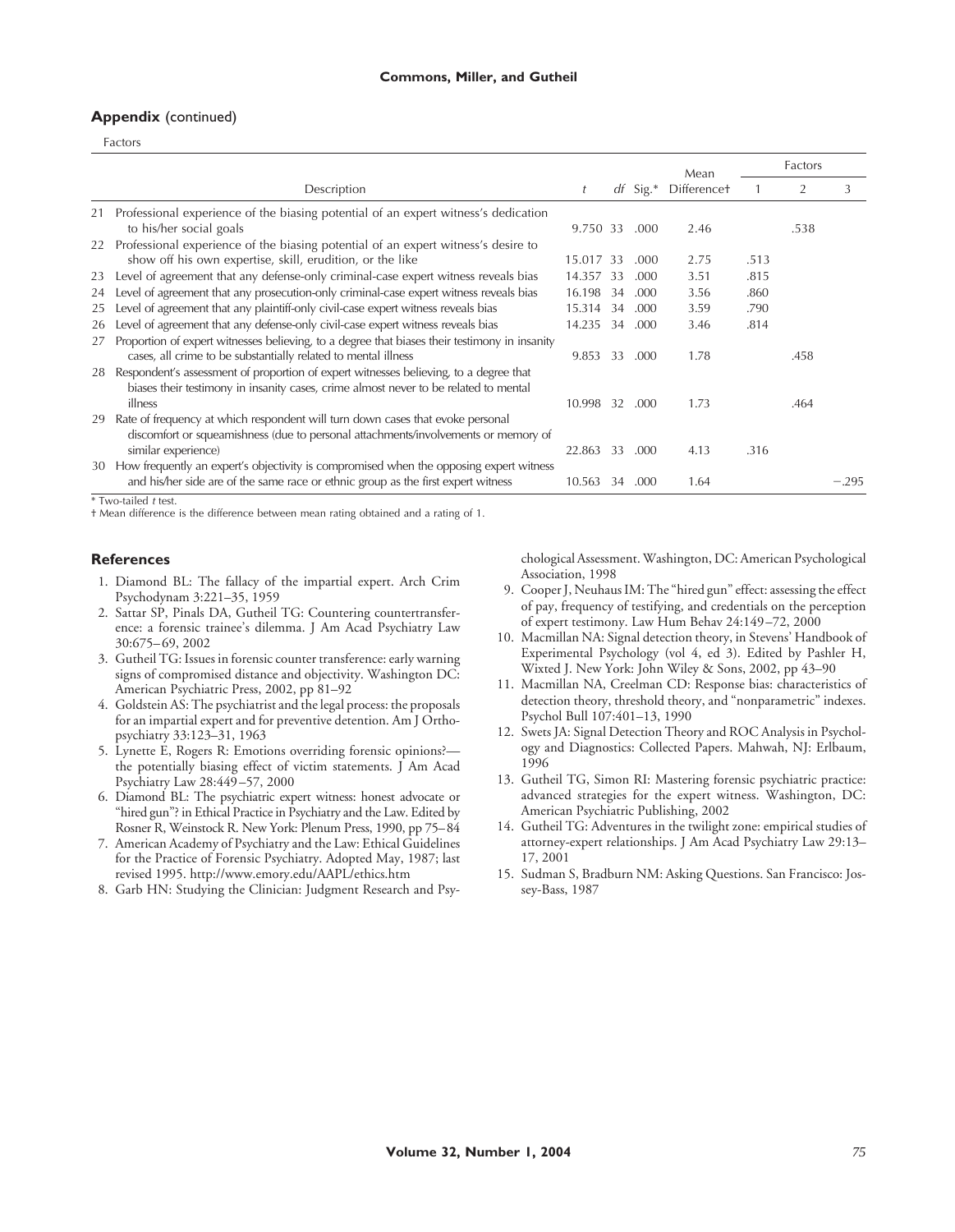## Appendix (continued)

Factors

| | Description | $t$ | $df$ | Sig.* | Mean Difference† | Factors 1 | 2 | 3 |
|---|---|---|---|---|---|---|---|---|
| 21 | Professional experience of the biasing potential of an expert witness's dedication to his/her social goals | 9.750 | 33 | .000 | 2.46 | | .538 | |
| 22 | Professional experience of the biasing potential of an expert witness's desire to show off his own expertise, skill, erudition, or the like | 15.017 | 33 | .000 | 2.75 | .513 | | |
| 23 | Level of agreement that any defense-only criminal-case expert witness reveals bias | 14.357 | 33 | .000 | 3.51 | .815 | | |
| 24 | Level of agreement that any prosecution-only criminal-case expert witness reveals bias | 16.198 | 34 | .000 | 3.56 | .860 | | |
| 25 | Level of agreement that any plaintiff-only civil-case expert witness reveals bias | 15.314 | 34 | .000 | 3.59 | .790 | | |
| 26 | Level of agreement that any defense-only civil-case expert witness reveals bias | 14.235 | 34 | .000 | 3.46 | .814 | | |
| 27 | Proportion of expert witnesses believing, to a degree that biases their testimony in insanity cases, all crime to be substantially related to mental illness | 9.853 | 33 | .000 | 1.78 | | .458 | |
| 28 | Respondent's assessment of proportion of expert witnesses believing, to a degree that biases their testimony in insanity cases, crime almost never to be related to mental illness | 10.998 | 32 | .000 | 1.73 | | .464 | |
| 29 | Rate of frequency at which respondent will turn down cases that evoke personal discomfort or squeamishness (due to personal attachments/involvements or memory of similar experience) | 22.863 | 33 | .000 | 4.13 | .316 | | |
| 30 | How frequently an expert's objectivity is compromised when the opposing expert witness and his/her side are of the same race or ethnic group as the first expert witness | 10.563 | 34 | .000 | 1.64 | | | −.295 |

\* Two-tailed $t$ test.

† Mean difference is the difference between mean rating obtained and a rating of 1.

## References

1. Diamond BL: The fallacy of the impartial expert. Arch Crim Psychodynam 3:221–35, 1959
2. Sattar SP, Pinals DA, Gutheil TG: Countering countertransference: a forensic trainee's dilemma. J Am Acad Psychiatry Law 30:675–69, 2002
3. Gutheil TG: Issues in forensic counter transference: early warning signs of compromised distance and objectivity. Washington DC: American Psychiatric Press, 2002, pp 81–92
4. Goldstein AS: The psychiatrist and the legal process: the proposals for an impartial expert and for preventive detention. Am J Orthopsychiatry 33:123–31, 1963
5. Lynette E, Rogers R: Emotions overriding forensic opinions?—the potentially biasing effect of victim statements. J Am Acad Psychiatry Law 28:449–57, 2000
6. Diamond BL: The psychiatric expert witness: honest advocate or "hired gun"? in Ethical Practice in Psychiatry and the Law. Edited by Rosner R, Weinstock R. New York: Plenum Press, 1990, pp 75–84
7. American Academy of Psychiatry and the Law: Ethical Guidelines for the Practice of Forensic Psychiatry. Adopted May, 1987; last revised 1995. http://www.emory.edu/AAPL/ethics.htm
8. Garb HN: Studying the Clinician: Judgment Research and Psychological Assessment. Washington, DC: American Psychological Association, 1998
9. Cooper J, Neuhaus IM: The "hired gun" effect: assessing the effect of pay, frequency of testifying, and credentials on the perception of expert testimony. Law Hum Behav 24:149–72, 2000
10. Macmillan NA: Signal detection theory, in Stevens' Handbook of Experimental Psychology (vol 4, ed 3). Edited by Pashler H, Wixted J. New York: John Wiley & Sons, 2002, pp 43–90
11. Macmillan NA, Creelman CD: Response bias: characteristics of detection theory, threshold theory, and "nonparametric" indexes. Psychol Bull 107:401–13, 1990
12. Swets JA: Signal Detection Theory and ROC Analysis in Psychology and Diagnostics: Collected Papers. Mahwah, NJ: Erlbaum, 1996
13. Gutheil TG, Simon RI: Mastering forensic psychiatric practice: advanced strategies for the expert witness. Washington, DC: American Psychiatric Publishing, 2002
14. Gutheil TG: Adventures in the twilight zone: empirical studies of attorney-expert relationships. J Am Acad Psychiatry Law 29:13–17, 2001
15. Sudman S, Bradburn NM: Asking Questions. San Francisco: Jossey-Bass, 1987